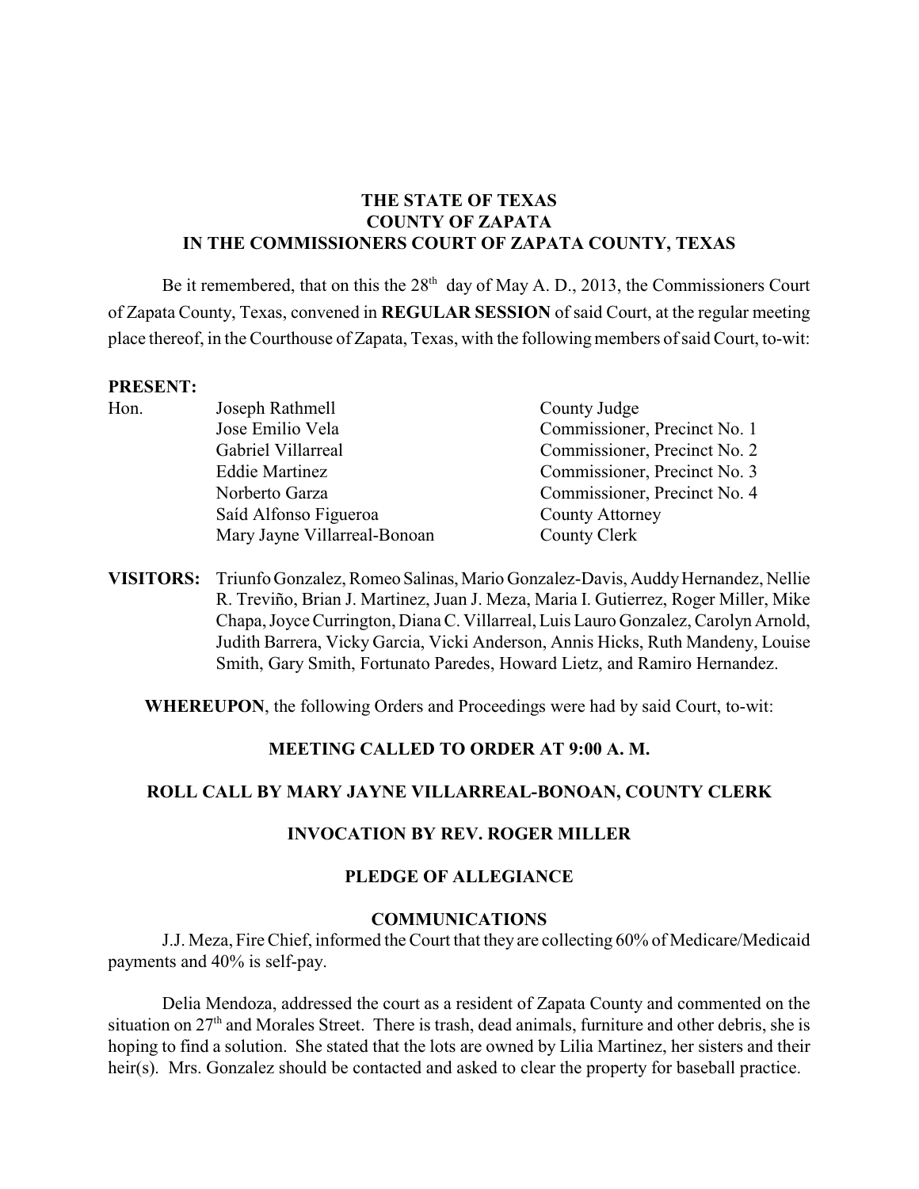**THE STATE OF TEXAS**
**COUNTY OF ZAPATA**
**IN THE COMMISSIONERS COURT OF ZAPATA COUNTY, TEXAS**

Be it remembered, that on this the 28th day of May A. D., 2013, the Commissioners Court of Zapata County, Texas, convened in **REGULAR SESSION** of said Court, at the regular meeting place thereof, in the Courthouse of Zapata, Texas, with the following members of said Court, to-wit:

**PRESENT:**

| Hon. | Joseph Rathmell | County Judge |
|---|---|---|
| | Jose Emilio Vela | Commissioner, Precinct No. 1 |
| | Gabriel Villarreal | Commissioner, Precinct No. 2 |
| | Eddie Martinez | Commissioner, Precinct No. 3 |
| | Norberto Garza | Commissioner, Precinct No. 4 |
| | Saíd Alfonso Figueroa | County Attorney |
| | Mary Jayne Villarreal-Bonoan | County Clerk |

**VISITORS:** Triunfo Gonzalez, Romeo Salinas, Mario Gonzalez-Davis, Auddy Hernandez, Nellie R. Treviño, Brian J. Martinez, Juan J. Meza, Maria I. Gutierrez, Roger Miller, Mike Chapa, Joyce Currington, Diana C. Villarreal, Luis Lauro Gonzalez, Carolyn Arnold, Judith Barrera, Vicky Garcia, Vicki Anderson, Annis Hicks, Ruth Mandeny, Louise Smith, Gary Smith, Fortunato Paredes, Howard Lietz, and Ramiro Hernandez.

**WHEREUPON**, the following Orders and Proceedings were had by said Court, to-wit:

**MEETING CALLED TO ORDER AT 9:00 A. M.**

**ROLL CALL BY MARY JAYNE VILLARREAL-BONOAN, COUNTY CLERK**

**INVOCATION BY REV. ROGER MILLER**

**PLEDGE OF ALLEGIANCE**

**COMMUNICATIONS**

J.J. Meza, Fire Chief, informed the Court that they are collecting 60% of Medicare/Medicaid payments and 40% is self-pay.

Delia Mendoza, addressed the court as a resident of Zapata County and commented on the situation on 27th and Morales Street. There is trash, dead animals, furniture and other debris, she is hoping to find a solution. She stated that the lots are owned by Lilia Martinez, her sisters and their heir(s). Mrs. Gonzalez should be contacted and asked to clear the property for baseball practice.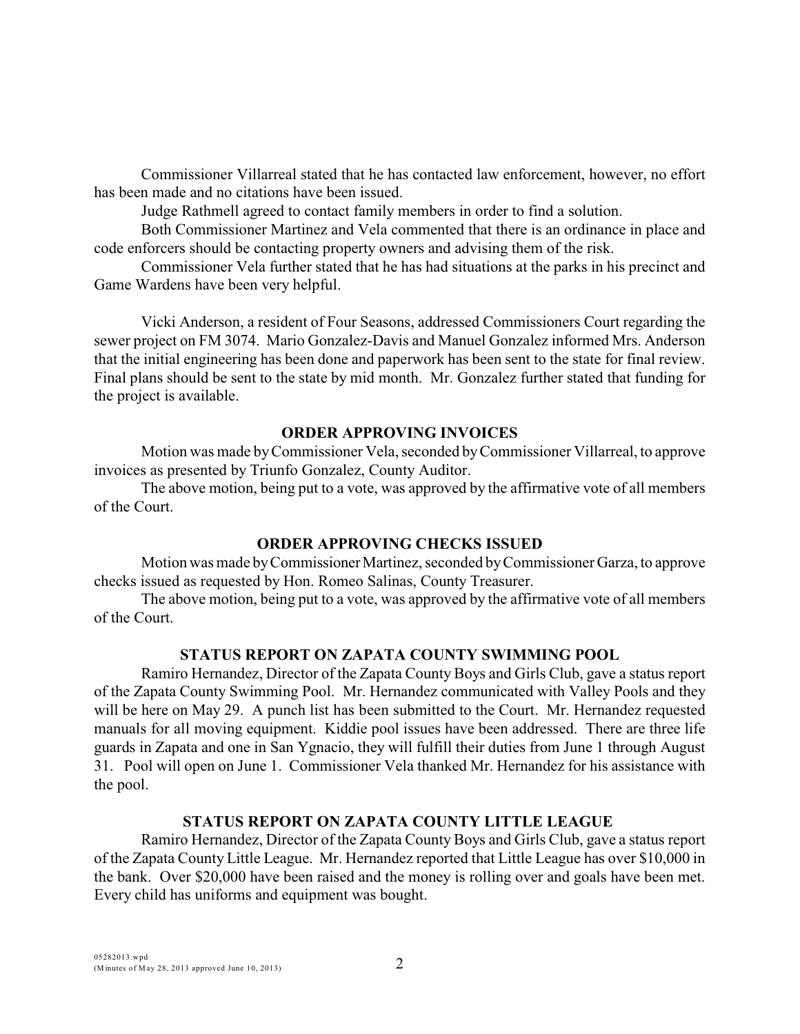Commissioner Villarreal stated that he has contacted law enforcement, however, no effort has been made and no citations have been issued.

Judge Rathmell agreed to contact family members in order to find a solution.

Both Commissioner Martinez and Vela commented that there is an ordinance in place and code enforcers should be contacting property owners and advising them of the risk.

Commissioner Vela further stated that he has had situations at the parks in his precinct and Game Wardens have been very helpful.

Vicki Anderson, a resident of Four Seasons, addressed Commissioners Court regarding the sewer project on FM 3074. Mario Gonzalez-Davis and Manuel Gonzalez informed Mrs. Anderson that the initial engineering has been done and paperwork has been sent to the state for final review. Final plans should be sent to the state by mid month. Mr. Gonzalez further stated that funding for the project is available.

## ORDER APPROVING INVOICES

Motion was made by Commissioner Vela, seconded by Commissioner Villarreal, to approve invoices as presented by Triunfo Gonzalez, County Auditor.

The above motion, being put to a vote, was approved by the affirmative vote of all members of the Court.

## ORDER APPROVING CHECKS ISSUED

Motion was made by Commissioner Martinez, seconded by Commissioner Garza, to approve checks issued as requested by Hon. Romeo Salinas, County Treasurer.

The above motion, being put to a vote, was approved by the affirmative vote of all members of the Court.

## STATUS REPORT ON ZAPATA COUNTY SWIMMING POOL

Ramiro Hernandez, Director of the Zapata County Boys and Girls Club, gave a status report of the Zapata County Swimming Pool. Mr. Hernandez communicated with Valley Pools and they will be here on May 29. A punch list has been submitted to the Court. Mr. Hernandez requested manuals for all moving equipment. Kiddie pool issues have been addressed. There are three life guards in Zapata and one in San Ygnacio, they will fulfill their duties from June 1 through August 31. Pool will open on June 1. Commissioner Vela thanked Mr. Hernandez for his assistance with the pool.

## STATUS REPORT ON ZAPATA COUNTY LITTLE LEAGUE

Ramiro Hernandez, Director of the Zapata County Boys and Girls Club, gave a status report of the Zapata County Little League. Mr. Hernandez reported that Little League has over $10,000 in the bank. Over $20,000 have been raised and the money is rolling over and goals have been met. Every child has uniforms and equipment was bought.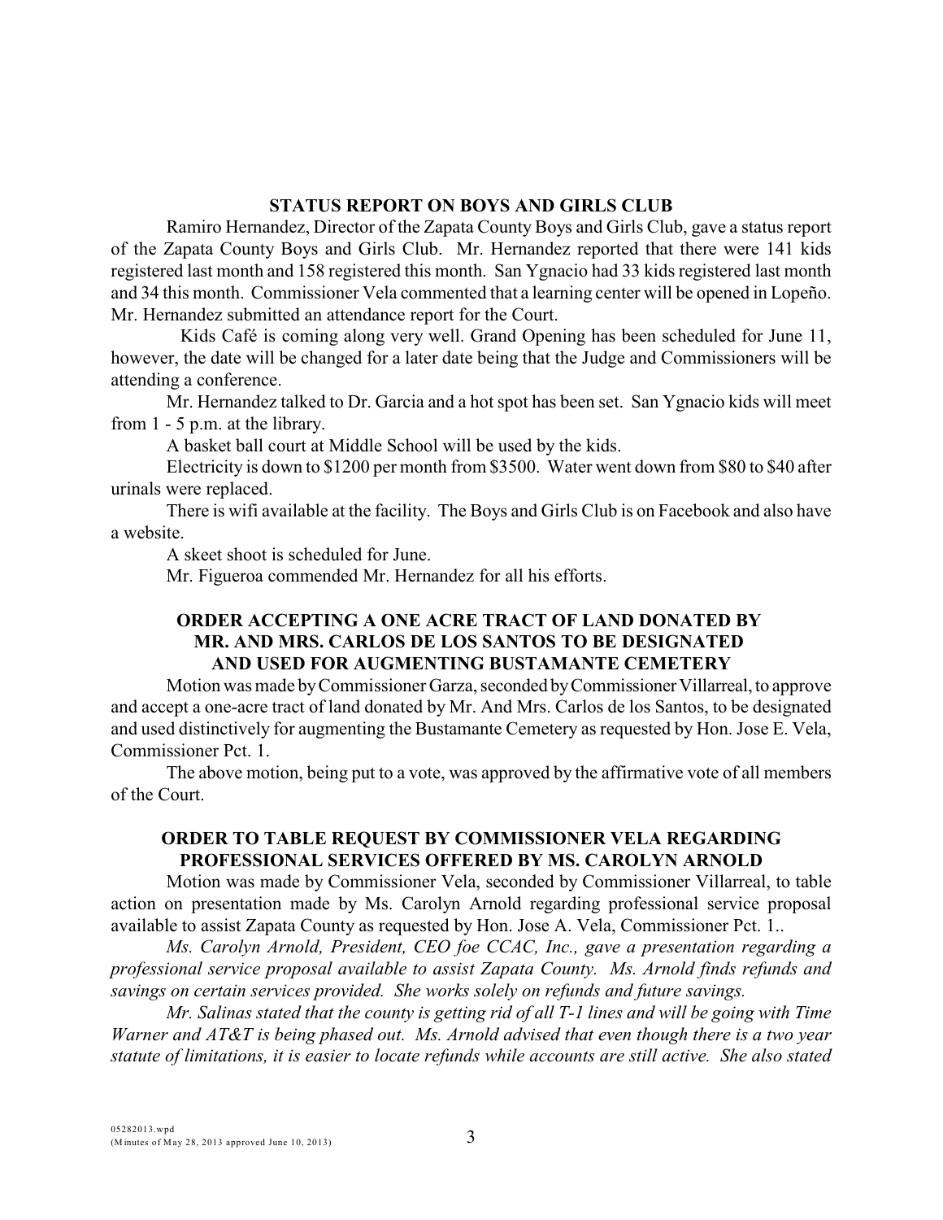## STATUS REPORT ON BOYS AND GIRLS CLUB

Ramiro Hernandez, Director of the Zapata County Boys and Girls Club, gave a status report of the Zapata County Boys and Girls Club. Mr. Hernandez reported that there were 141 kids registered last month and 158 registered this month. San Ygnacio had 33 kids registered last month and 34 this month. Commissioner Vela commented that a learning center will be opened in Lopeño. Mr. Hernandez submitted an attendance report for the Court.

Kids Café is coming along very well. Grand Opening has been scheduled for June 11, however, the date will be changed for a later date being that the Judge and Commissioners will be attending a conference.

Mr. Hernandez talked to Dr. Garcia and a hot spot has been set. San Ygnacio kids will meet from 1 - 5 p.m. at the library.

A basket ball court at Middle School will be used by the kids.

Electricity is down to $1200 per month from $3500. Water went down from $80 to $40 after urinals were replaced.

There is wifi available at the facility. The Boys and Girls Club is on Facebook and also have a website.

A skeet shoot is scheduled for June.

Mr. Figueroa commended Mr. Hernandez for all his efforts.

## ORDER ACCEPTING A ONE ACRE TRACT OF LAND DONATED BY MR. AND MRS. CARLOS DE LOS SANTOS TO BE DESIGNATED AND USED FOR AUGMENTING BUSTAMANTE CEMETERY

Motion was made by Commissioner Garza, seconded by Commissioner Villarreal, to approve and accept a one-acre tract of land donated by Mr. And Mrs. Carlos de los Santos, to be designated and used distinctively for augmenting the Bustamante Cemetery as requested by Hon. Jose E. Vela, Commissioner Pct. 1.

The above motion, being put to a vote, was approved by the affirmative vote of all members of the Court.

## ORDER TO TABLE REQUEST BY COMMISSIONER VELA REGARDING PROFESSIONAL SERVICES OFFERED BY MS. CAROLYN ARNOLD

Motion was made by Commissioner Vela, seconded by Commissioner Villarreal, to table action on presentation made by Ms. Carolyn Arnold regarding professional service proposal available to assist Zapata County as requested by Hon. Jose A. Vela, Commissioner Pct. 1..

*Ms. Carolyn Arnold, President, CEO foe CCAC, Inc., gave a presentation regarding a professional service proposal available to assist Zapata County. Ms. Arnold finds refunds and savings on certain services provided. She works solely on refunds and future savings.*

*Mr. Salinas stated that the county is getting rid of all T-1 lines and will be going with Time Warner and AT&T is being phased out. Ms. Arnold advised that even though there is a two year statute of limitations, it is easier to locate refunds while accounts are still active. She also stated*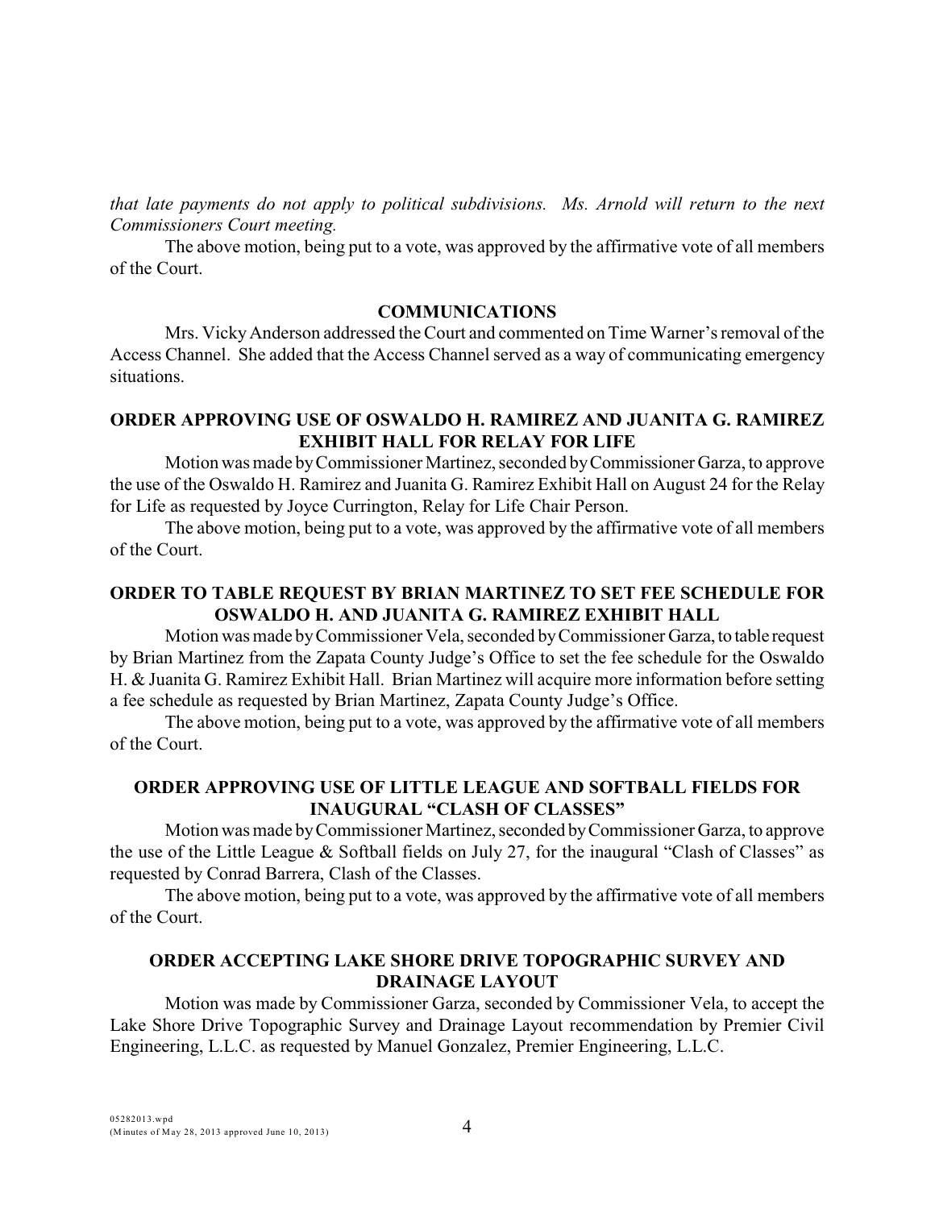*that late payments do not apply to political subdivisions. Ms. Arnold will return to the next Commissioners Court meeting.*

The above motion, being put to a vote, was approved by the affirmative vote of all members of the Court.

## COMMUNICATIONS

Mrs. Vicky Anderson addressed the Court and commented on Time Warner's removal of the Access Channel. She added that the Access Channel served as a way of communicating emergency situations.

## ORDER APPROVING USE OF OSWALDO H. RAMIREZ AND JUANITA G. RAMIREZ EXHIBIT HALL FOR RELAY FOR LIFE

Motion was made by Commissioner Martinez, seconded by Commissioner Garza, to approve the use of the Oswaldo H. Ramirez and Juanita G. Ramirez Exhibit Hall on August 24 for the Relay for Life as requested by Joyce Currington, Relay for Life Chair Person.

The above motion, being put to a vote, was approved by the affirmative vote of all members of the Court.

## ORDER TO TABLE REQUEST BY BRIAN MARTINEZ TO SET FEE SCHEDULE FOR OSWALDO H. AND JUANITA G. RAMIREZ EXHIBIT HALL

Motion was made by Commissioner Vela, seconded by Commissioner Garza, to table request by Brian Martinez from the Zapata County Judge's Office to set the fee schedule for the Oswaldo H. & Juanita G. Ramirez Exhibit Hall. Brian Martinez will acquire more information before setting a fee schedule as requested by Brian Martinez, Zapata County Judge's Office.

The above motion, being put to a vote, was approved by the affirmative vote of all members of the Court.

## ORDER APPROVING USE OF LITTLE LEAGUE AND SOFTBALL FIELDS FOR INAUGURAL "CLASH OF CLASSES"

Motion was made by Commissioner Martinez, seconded by Commissioner Garza, to approve the use of the Little League & Softball fields on July 27, for the inaugural "Clash of Classes" as requested by Conrad Barrera, Clash of the Classes.

The above motion, being put to a vote, was approved by the affirmative vote of all members of the Court.

## ORDER ACCEPTING LAKE SHORE DRIVE TOPOGRAPHIC SURVEY AND DRAINAGE LAYOUT

Motion was made by Commissioner Garza, seconded by Commissioner Vela, to accept the Lake Shore Drive Topographic Survey and Drainage Layout recommendation by Premier Civil Engineering, L.L.C. as requested by Manuel Gonzalez, Premier Engineering, L.L.C.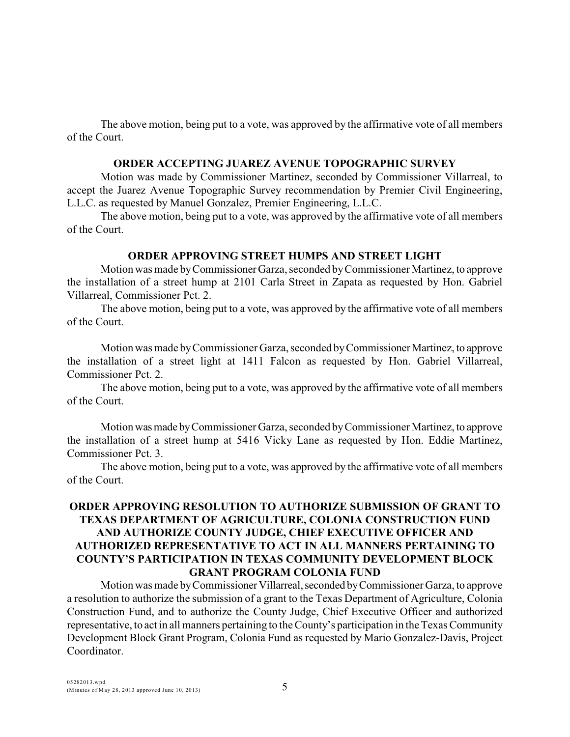The above motion, being put to a vote, was approved by the affirmative vote of all members of the Court.

**ORDER ACCEPTING JUAREZ AVENUE TOPOGRAPHIC SURVEY**

Motion was made by Commissioner Martinez, seconded by Commissioner Villarreal, to accept the Juarez Avenue Topographic Survey recommendation by Premier Civil Engineering, L.L.C. as requested by Manuel Gonzalez, Premier Engineering, L.L.C.

The above motion, being put to a vote, was approved by the affirmative vote of all members of the Court.

**ORDER APPROVING STREET HUMPS AND STREET LIGHT**

Motion was made by Commissioner Garza, seconded by Commissioner Martinez, to approve the installation of a street hump at 2101 Carla Street in Zapata as requested by Hon. Gabriel Villarreal, Commissioner Pct. 2.

The above motion, being put to a vote, was approved by the affirmative vote of all members of the Court.

Motion was made by Commissioner Garza, seconded by Commissioner Martinez, to approve the installation of a street light at 1411 Falcon as requested by Hon. Gabriel Villarreal, Commissioner Pct. 2.

The above motion, being put to a vote, was approved by the affirmative vote of all members of the Court.

Motion was made by Commissioner Garza, seconded by Commissioner Martinez, to approve the installation of a street hump at 5416 Vicky Lane as requested by Hon. Eddie Martinez, Commissioner Pct. 3.

The above motion, being put to a vote, was approved by the affirmative vote of all members of the Court.

**ORDER APPROVING RESOLUTION TO AUTHORIZE SUBMISSION OF GRANT TO TEXAS DEPARTMENT OF AGRICULTURE, COLONIA CONSTRUCTION FUND AND AUTHORIZE COUNTY JUDGE, CHIEF EXECUTIVE OFFICER AND AUTHORIZED REPRESENTATIVE TO ACT IN ALL MANNERS PERTAINING TO COUNTY'S PARTICIPATION IN TEXAS COMMUNITY DEVELOPMENT BLOCK GRANT PROGRAM COLONIA FUND**

Motion was made by Commissioner Villarreal, seconded by Commissioner Garza, to approve a resolution to authorize the submission of a grant to the Texas Department of Agriculture, Colonia Construction Fund, and to authorize the County Judge, Chief Executive Officer and authorized representative, to act in all manners pertaining to the County's participation in the Texas Community Development Block Grant Program, Colonia Fund as requested by Mario Gonzalez-Davis, Project Coordinator.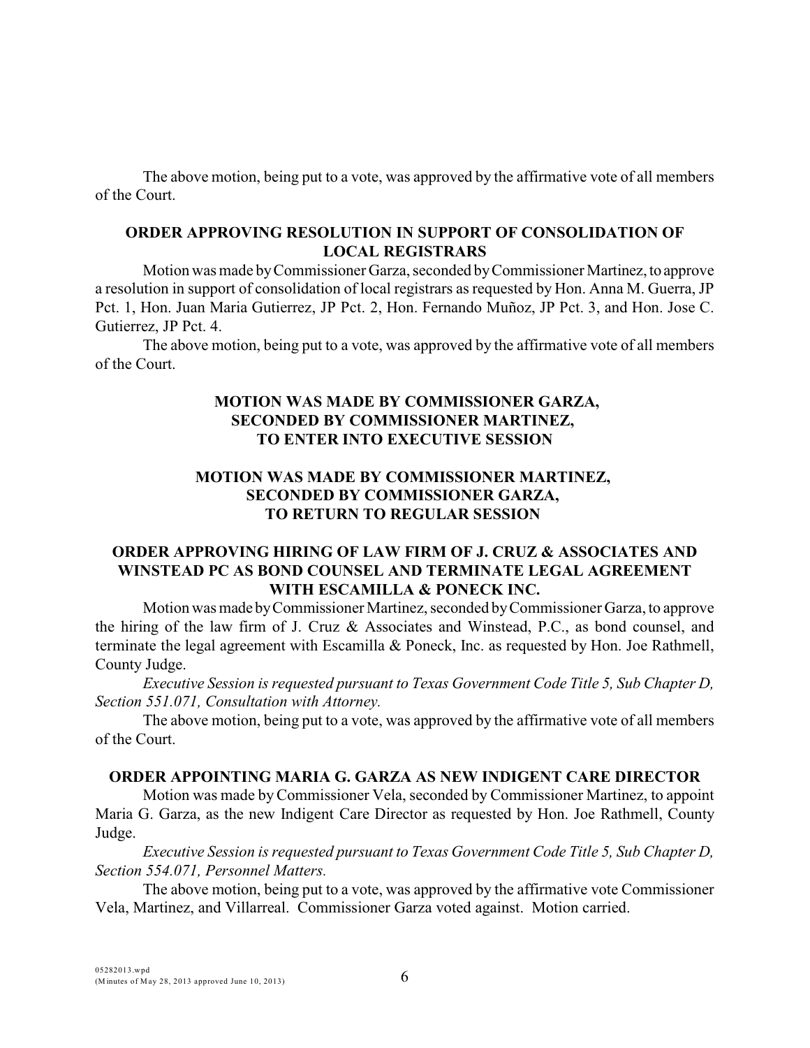The above motion, being put to a vote, was approved by the affirmative vote of all members of the Court.

**ORDER APPROVING RESOLUTION IN SUPPORT OF CONSOLIDATION OF LOCAL REGISTRARS**

Motion was made by Commissioner Garza, seconded by Commissioner Martinez, to approve a resolution in support of consolidation of local registrars as requested by Hon. Anna M. Guerra, JP Pct. 1, Hon. Juan Maria Gutierrez, JP Pct. 2, Hon. Fernando Muñoz, JP Pct. 3, and Hon. Jose C. Gutierrez, JP Pct. 4.

The above motion, being put to a vote, was approved by the affirmative vote of all members of the Court.

**MOTION WAS MADE BY COMMISSIONER GARZA, SECONDED BY COMMISSIONER MARTINEZ, TO ENTER INTO EXECUTIVE SESSION**

**MOTION WAS MADE BY COMMISSIONER MARTINEZ, SECONDED BY COMMISSIONER GARZA, TO RETURN TO REGULAR SESSION**

**ORDER APPROVING HIRING OF LAW FIRM OF J. CRUZ & ASSOCIATES AND WINSTEAD PC AS BOND COUNSEL AND TERMINATE LEGAL AGREEMENT WITH ESCAMILLA & PONECK INC.**

Motion was made by Commissioner Martinez, seconded by Commissioner Garza, to approve the hiring of the law firm of J. Cruz & Associates and Winstead, P.C., as bond counsel, and terminate the legal agreement with Escamilla & Poneck, Inc. as requested by Hon. Joe Rathmell, County Judge.

*Executive Session is requested pursuant to Texas Government Code Title 5, Sub Chapter D, Section 551.071, Consultation with Attorney.*

The above motion, being put to a vote, was approved by the affirmative vote of all members of the Court.

**ORDER APPOINTING MARIA G. GARZA AS NEW INDIGENT CARE DIRECTOR**

Motion was made by Commissioner Vela, seconded by Commissioner Martinez, to appoint Maria G. Garza, as the new Indigent Care Director as requested by Hon. Joe Rathmell, County Judge.

*Executive Session is requested pursuant to Texas Government Code Title 5, Sub Chapter D, Section 554.071, Personnel Matters.*

The above motion, being put to a vote, was approved by the affirmative vote Commissioner Vela, Martinez, and Villarreal. Commissioner Garza voted against. Motion carried.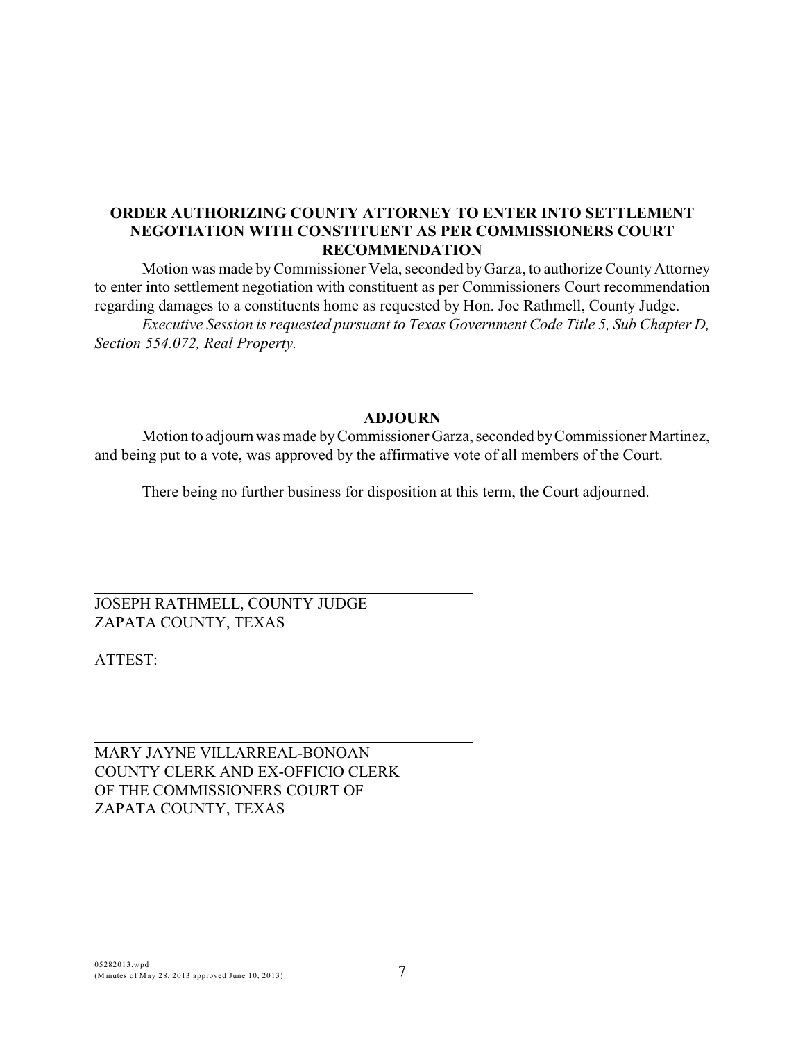**ORDER AUTHORIZING COUNTY ATTORNEY TO ENTER INTO SETTLEMENT NEGOTIATION WITH CONSTITUENT AS PER COMMISSIONERS COURT RECOMMENDATION**

Motion was made by Commissioner Vela, seconded by Garza, to authorize County Attorney to enter into settlement negotiation with constituent as per Commissioners Court recommendation regarding damages to a constituents home as requested by Hon. Joe Rathmell, County Judge.

*Executive Session is requested pursuant to Texas Government Code Title 5, Sub Chapter D, Section 554.072, Real Property.*

**ADJOURN**

Motion to adjourn was made by Commissioner Garza, seconded by Commissioner Martinez, and being put to a vote, was approved by the affirmative vote of all members of the Court.

There being no further business for disposition at this term, the Court adjourned.

JOSEPH RATHMELL, COUNTY JUDGE
ZAPATA COUNTY, TEXAS

ATTEST:

MARY JAYNE VILLARREAL-BONOAN
COUNTY CLERK AND EX-OFFICIO CLERK
OF THE COMMISSIONERS COURT OF
ZAPATA COUNTY, TEXAS

05282013.wpd
(Minutes of May 28, 2013 approved June 10, 2013)